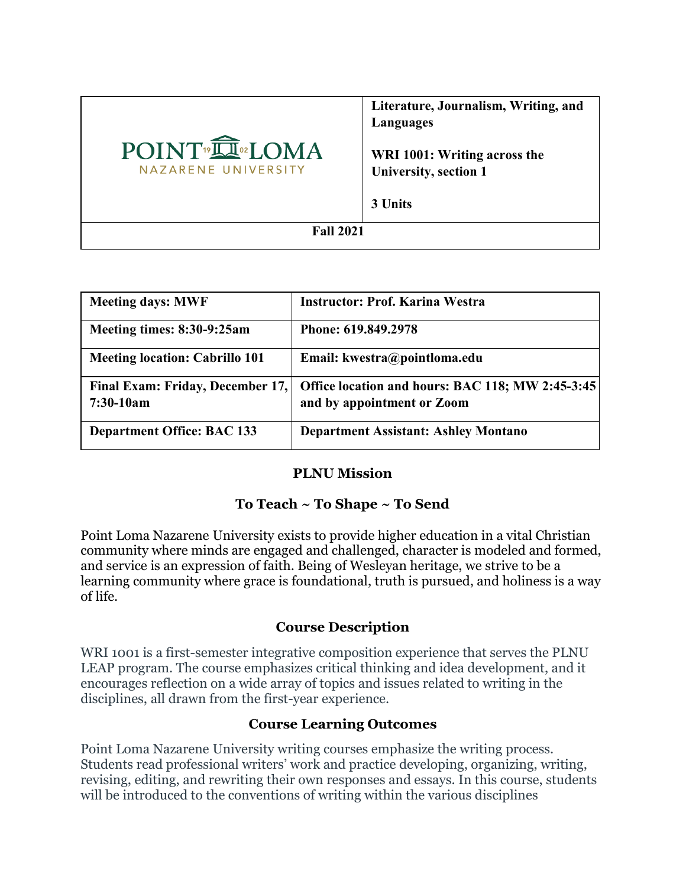| POINT LOMA NAZARENE UNIVERSITY | **Literature, Journalism, Writing, and Languages**<br><br>**WRI 1001: Writing across the University, section 1**<br><br>**3 Units** |
|---|---|
| **Fall 2021** | |

| **Meeting days: MWF** | **Instructor: Prof. Karina Westra** |
|---|---|
| **Meeting times: 8:30-9:25am** | **Phone: 619.849.2978** |
| **Meeting location: Cabrillo 101** | **Email: kwestra@pointloma.edu** |
| **Final Exam: Friday, December 17, 7:30-10am** | **Office location and hours: BAC 118; MW 2:45-3:45 and by appointment or Zoom** |
| **Department Office: BAC 133** | **Department Assistant: Ashley Montano** |

## PLNU Mission

### To Teach ~ To Shape ~ To Send

Point Loma Nazarene University exists to provide higher education in a vital Christian community where minds are engaged and challenged, character is modeled and formed, and service is an expression of faith. Being of Wesleyan heritage, we strive to be a learning community where grace is foundational, truth is pursued, and holiness is a way of life.

## Course Description

WRI 1001 is a first-semester integrative composition experience that serves the PLNU LEAP program. The course emphasizes critical thinking and idea development, and it encourages reflection on a wide array of topics and issues related to writing in the disciplines, all drawn from the first-year experience.

## Course Learning Outcomes

Point Loma Nazarene University writing courses emphasize the writing process. Students read professional writers' work and practice developing, organizing, writing, revising, editing, and rewriting their own responses and essays. In this course, students will be introduced to the conventions of writing within the various disciplines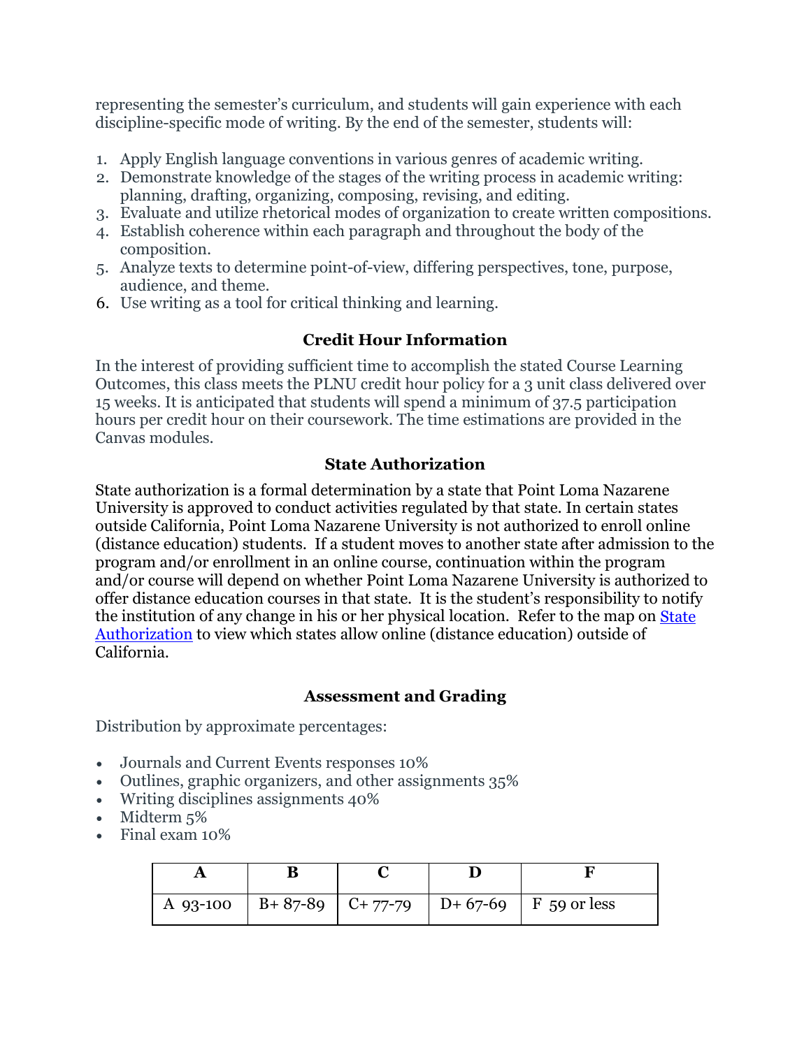representing the semester's curriculum, and students will gain experience with each discipline-specific mode of writing. By the end of the semester, students will:

1. Apply English language conventions in various genres of academic writing.
2. Demonstrate knowledge of the stages of the writing process in academic writing: planning, drafting, organizing, composing, revising, and editing.
3. Evaluate and utilize rhetorical modes of organization to create written compositions.
4. Establish coherence within each paragraph and throughout the body of the composition.
5. Analyze texts to determine point-of-view, differing perspectives, tone, purpose, audience, and theme.
6. Use writing as a tool for critical thinking and learning.

## Credit Hour Information

In the interest of providing sufficient time to accomplish the stated Course Learning Outcomes, this class meets the PLNU credit hour policy for a 3 unit class delivered over 15 weeks. It is anticipated that students will spend a minimum of 37.5 participation hours per credit hour on their coursework. The time estimations are provided in the Canvas modules.

## State Authorization

State authorization is a formal determination by a state that Point Loma Nazarene University is approved to conduct activities regulated by that state. In certain states outside California, Point Loma Nazarene University is not authorized to enroll online (distance education) students. If a student moves to another state after admission to the program and/or enrollment in an online course, continuation within the program and/or course will depend on whether Point Loma Nazarene University is authorized to offer distance education courses in that state. It is the student's responsibility to notify the institution of any change in his or her physical location. Refer to the map on [State Authorization] to view which states allow online (distance education) outside of California.

## Assessment and Grading

Distribution by approximate percentages:

- Journals and Current Events responses 10%
- Outlines, graphic organizers, and other assignments 35%
- Writing disciplines assignments 40%
- Midterm 5%
- Final exam 10%

| A | B | C | D | F |
|---|---|---|---|---|
| A 93-100 | B+ 87-89 | C+ 77-79 | D+ 67-69 | F 59 or less |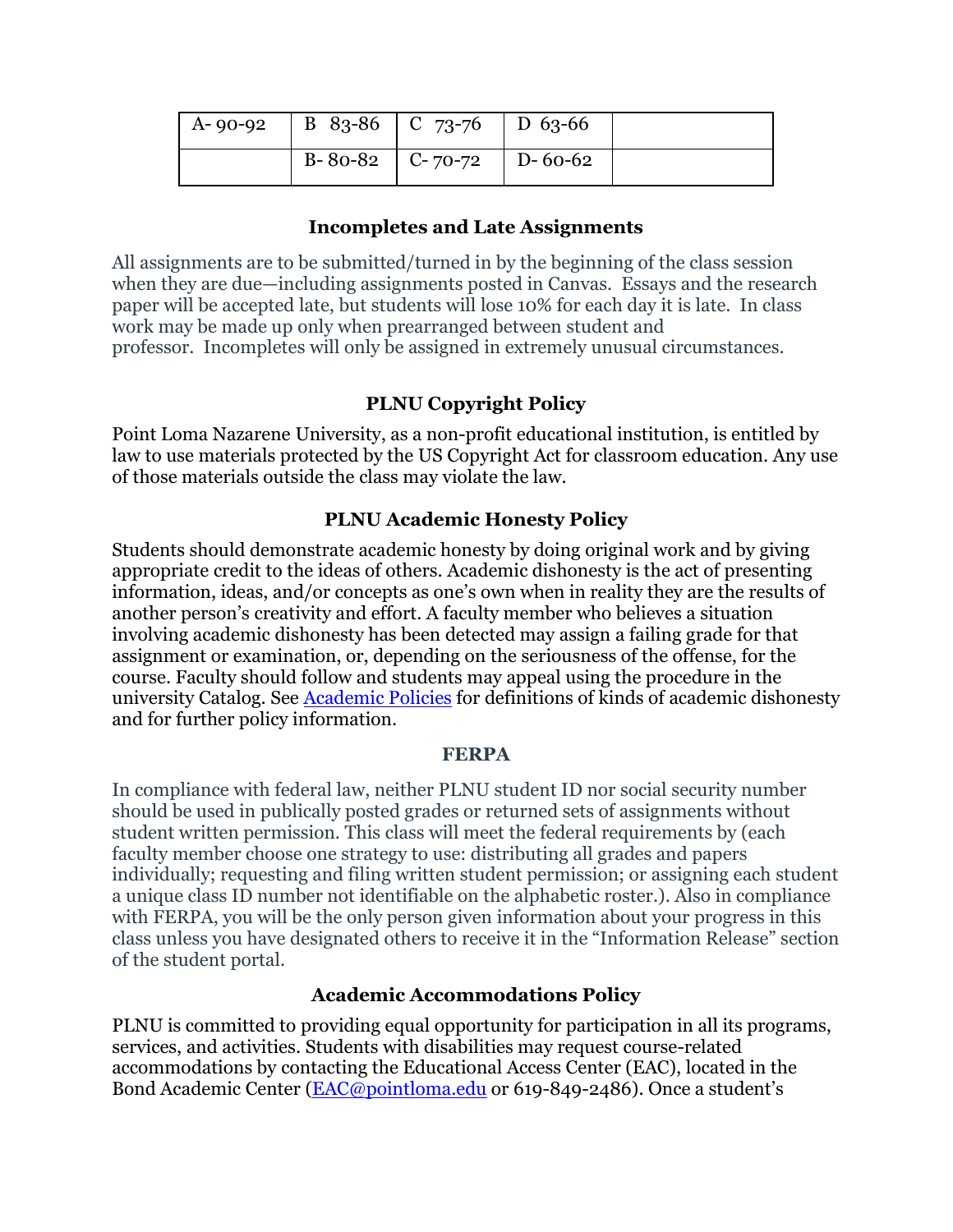| A- 90-92 | B 83-86 | C 73-76 | D 63-66 | |
|---|---|---|---|---|
| | B- 80-82 | C- 70-72 | D- 60-62 | |

### Incompletes and Late Assignments

All assignments are to be submitted/turned in by the beginning of the class session when they are due—including assignments posted in Canvas. Essays and the research paper will be accepted late, but students will lose 10% for each day it is late. In class work may be made up only when prearranged between student and professor. Incompletes will only be assigned in extremely unusual circumstances.

### PLNU Copyright Policy

Point Loma Nazarene University, as a non-profit educational institution, is entitled by law to use materials protected by the US Copyright Act for classroom education. Any use of those materials outside the class may violate the law.

### PLNU Academic Honesty Policy

Students should demonstrate academic honesty by doing original work and by giving appropriate credit to the ideas of others. Academic dishonesty is the act of presenting information, ideas, and/or concepts as one's own when in reality they are the results of another person's creativity and effort. A faculty member who believes a situation involving academic dishonesty has been detected may assign a failing grade for that assignment or examination, or, depending on the seriousness of the offense, for the course. Faculty should follow and students may appeal using the procedure in the university Catalog. See Academic Policies for definitions of kinds of academic dishonesty and for further policy information.

### FERPA

In compliance with federal law, neither PLNU student ID nor social security number should be used in publically posted grades or returned sets of assignments without student written permission. This class will meet the federal requirements by (each faculty member choose one strategy to use: distributing all grades and papers individually; requesting and filing written student permission; or assigning each student a unique class ID number not identifiable on the alphabetic roster.). Also in compliance with FERPA, you will be the only person given information about your progress in this class unless you have designated others to receive it in the "Information Release" section of the student portal.

### Academic Accommodations Policy

PLNU is committed to providing equal opportunity for participation in all its programs, services, and activities. Students with disabilities may request course-related accommodations by contacting the Educational Access Center (EAC), located in the Bond Academic Center (EAC@pointloma.edu or 619-849-2486). Once a student's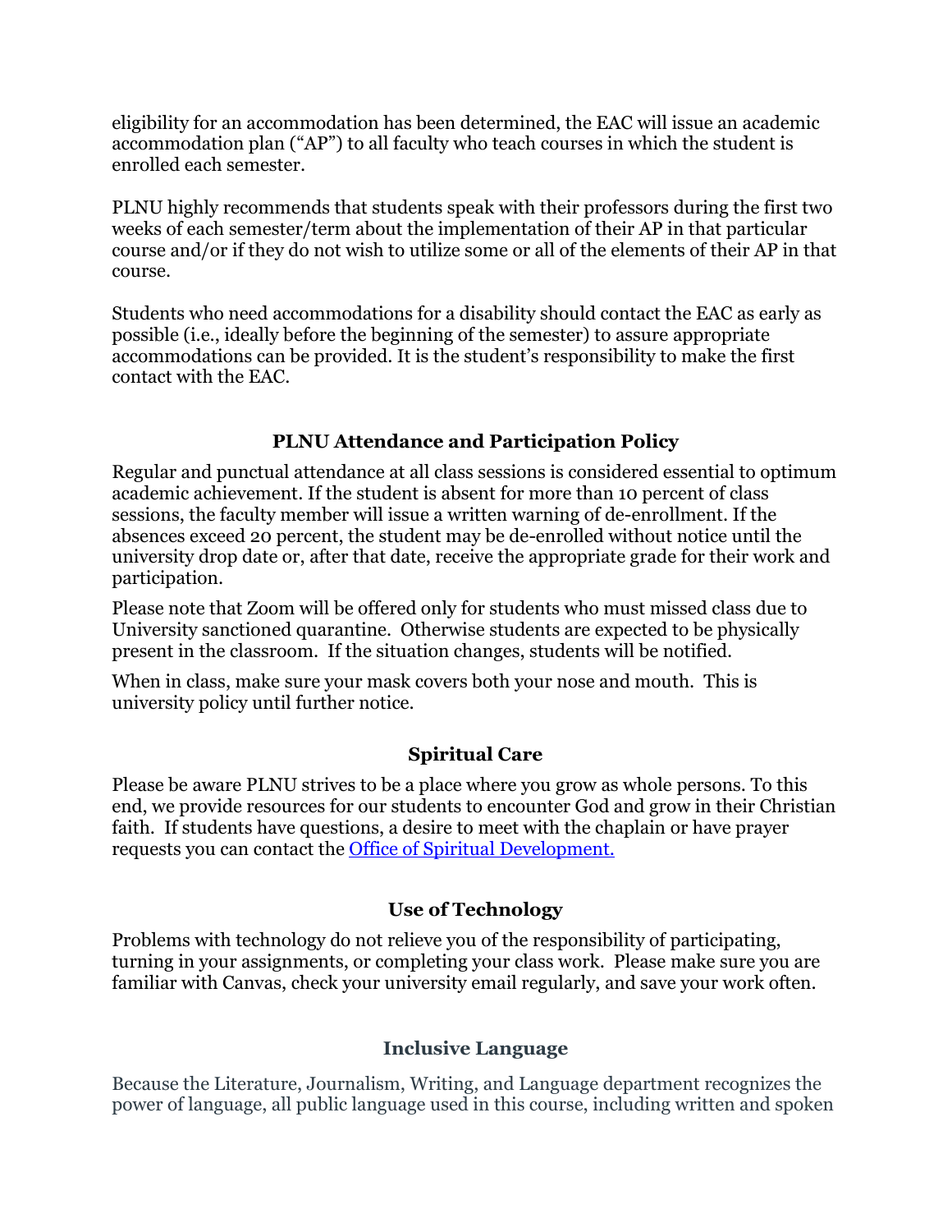eligibility for an accommodation has been determined, the EAC will issue an academic accommodation plan ("AP") to all faculty who teach courses in which the student is enrolled each semester.

PLNU highly recommends that students speak with their professors during the first two weeks of each semester/term about the implementation of their AP in that particular course and/or if they do not wish to utilize some or all of the elements of their AP in that course.

Students who need accommodations for a disability should contact the EAC as early as possible (i.e., ideally before the beginning of the semester) to assure appropriate accommodations can be provided. It is the student's responsibility to make the first contact with the EAC.

## PLNU Attendance and Participation Policy

Regular and punctual attendance at all class sessions is considered essential to optimum academic achievement. If the student is absent for more than 10 percent of class sessions, the faculty member will issue a written warning of de-enrollment. If the absences exceed 20 percent, the student may be de-enrolled without notice until the university drop date or, after that date, receive the appropriate grade for their work and participation.

Please note that Zoom will be offered only for students who must missed class due to University sanctioned quarantine. Otherwise students are expected to be physically present in the classroom. If the situation changes, students will be notified.

When in class, make sure your mask covers both your nose and mouth. This is university policy until further notice.

## Spiritual Care

Please be aware PLNU strives to be a place where you grow as whole persons. To this end, we provide resources for our students to encounter God and grow in their Christian faith. If students have questions, a desire to meet with the chaplain or have prayer requests you can contact the [Office of Spiritual Development.]()

## Use of Technology

Problems with technology do not relieve you of the responsibility of participating, turning in your assignments, or completing your class work. Please make sure you are familiar with Canvas, check your university email regularly, and save your work often.

## Inclusive Language

Because the Literature, Journalism, Writing, and Language department recognizes the power of language, all public language used in this course, including written and spoken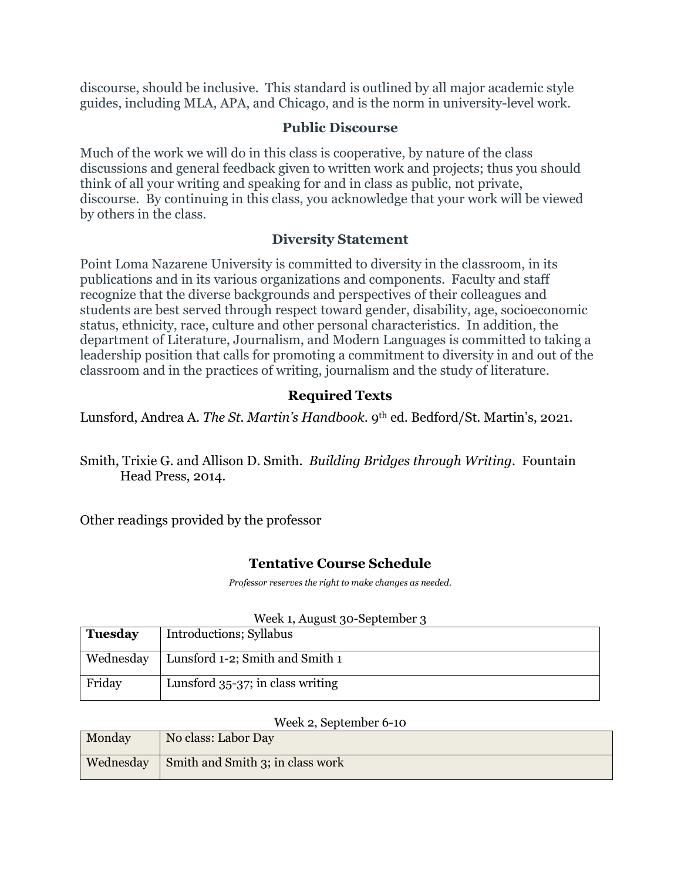discourse, should be inclusive. This standard is outlined by all major academic style guides, including MLA, APA, and Chicago, and is the norm in university-level work.

### Public Discourse

Much of the work we will do in this class is cooperative, by nature of the class discussions and general feedback given to written work and projects; thus you should think of all your writing and speaking for and in class as public, not private, discourse. By continuing in this class, you acknowledge that your work will be viewed by others in the class.

### Diversity Statement

Point Loma Nazarene University is committed to diversity in the classroom, in its publications and in its various organizations and components. Faculty and staff recognize that the diverse backgrounds and perspectives of their colleagues and students are best served through respect toward gender, disability, age, socioeconomic status, ethnicity, race, culture and other personal characteristics. In addition, the department of Literature, Journalism, and Modern Languages is committed to taking a leadership position that calls for promoting a commitment to diversity in and out of the classroom and in the practices of writing, journalism and the study of literature.

### Required Texts

Lunsford, Andrea A. *The St. Martin's Handbook*. 9th ed. Bedford/St. Martin's, 2021.

Smith, Trixie G. and Allison D. Smith. *Building Bridges through Writing*. Fountain Head Press, 2014.

Other readings provided by the professor

### Tentative Course Schedule

*Professor reserves the right to make changes as needed.*

Week 1, August 30-September 3

| **Tuesday** | Introductions; Syllabus |
|---|---|
| Wednesday | Lunsford 1-2; Smith and Smith 1 |
| Friday | Lunsford 35-37; in class writing |

Week 2, September 6-10

| Monday | No class: Labor Day |
|---|---|
| Wednesday | Smith and Smith 3; in class work |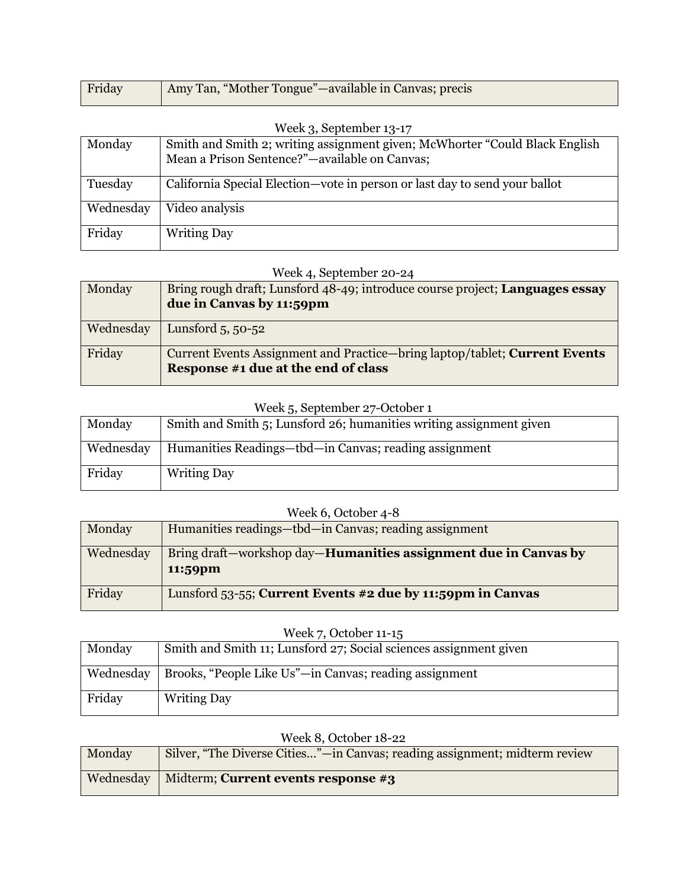| Friday | Amy Tan, “Mother Tongue”—available in Canvas; precis |
|---|---|

Week 3, September 13-17

| Monday | Smith and Smith 2; writing assignment given; McWhorter “Could Black English Mean a Prison Sentence?”—available on Canvas; |
|---|---|
| Tuesday | California Special Election—vote in person or last day to send your ballot |
| Wednesday | Video analysis |
| Friday | Writing Day |

Week 4, September 20-24

| Monday | Bring rough draft; Lunsford 48-49; introduce course project; **Languages essay due in Canvas by 11:59pm** |
|---|---|
| Wednesday | Lunsford 5, 50-52 |
| Friday | Current Events Assignment and Practice—bring laptop/tablet; **Current Events Response #1 due at the end of class** |

Week 5, September 27-October 1

| Monday | Smith and Smith 5; Lunsford 26; humanities writing assignment given |
|---|---|
| Wednesday | Humanities Readings—tbd—in Canvas; reading assignment |
| Friday | Writing Day |

Week 6, October 4-8

| Monday | Humanities readings—tbd—in Canvas; reading assignment |
|---|---|
| Wednesday | Bring draft—workshop day—**Humanities assignment due in Canvas by 11:59pm** |
| Friday | Lunsford 53-55; **Current Events #2 due by 11:59pm in Canvas** |

Week 7, October 11-15

| Monday | Smith and Smith 11; Lunsford 27; Social sciences assignment given |
|---|---|
| Wednesday | Brooks, “People Like Us”—in Canvas; reading assignment |
| Friday | Writing Day |

Week 8, October 18-22

| Monday | Silver, “The Diverse Cities…”—in Canvas; reading assignment; midterm review |
|---|---|
| Wednesday | Midterm; **Current events response #3** |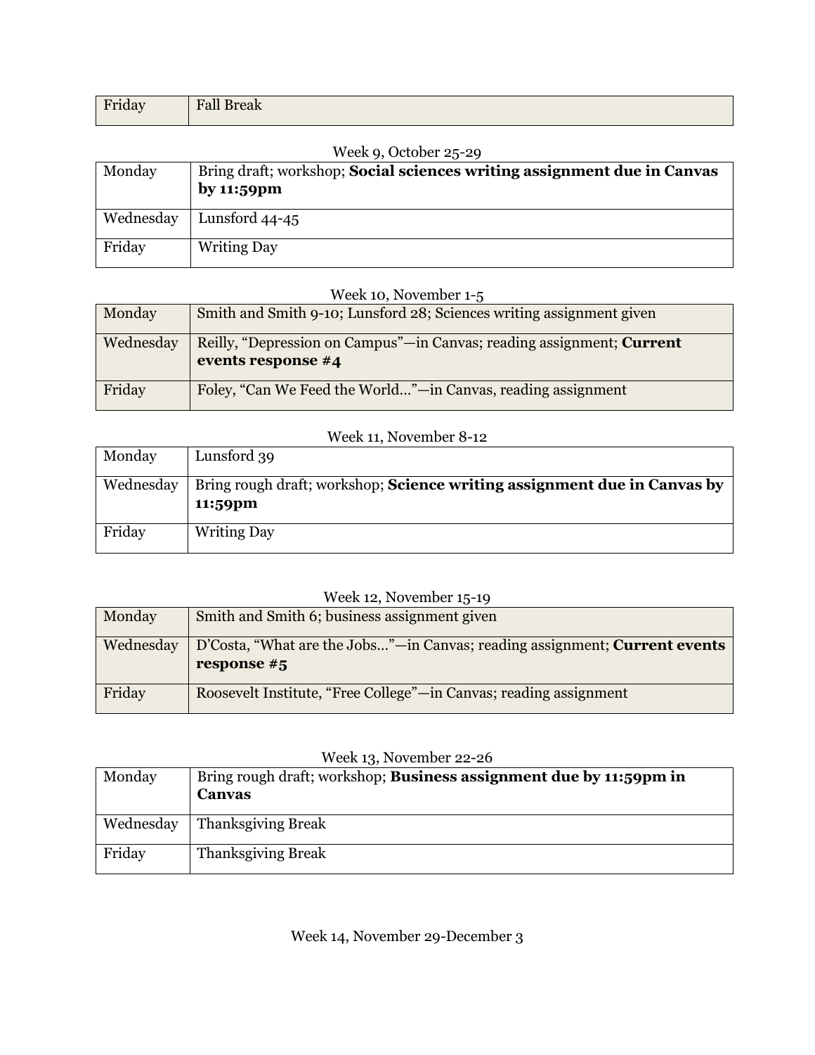| | |
|---|---|
| Friday | Fall Break |

Week 9, October 25-29

| | |
|---|---|
| Monday | Bring draft; workshop; **Social sciences writing assignment due in Canvas by 11:59pm** |
| Wednesday | Lunsford 44-45 |
| Friday | Writing Day |

Week 10, November 1-5

| | |
|---|---|
| Monday | Smith and Smith 9-10; Lunsford 28; Sciences writing assignment given |
| Wednesday | Reilly, "Depression on Campus"—in Canvas; reading assignment; **Current events response #4** |
| Friday | Foley, "Can We Feed the World…"—in Canvas, reading assignment |

Week 11, November 8-12

| | |
|---|---|
| Monday | Lunsford 39 |
| Wednesday | Bring rough draft; workshop; **Science writing assignment due in Canvas by 11:59pm** |
| Friday | Writing Day |

Week 12, November 15-19

| | |
|---|---|
| Monday | Smith and Smith 6; business assignment given |
| Wednesday | D'Costa, "What are the Jobs…"—in Canvas; reading assignment; **Current events response #5** |
| Friday | Roosevelt Institute, "Free College"—in Canvas; reading assignment |

Week 13, November 22-26

| | |
|---|---|
| Monday | Bring rough draft; workshop; **Business assignment due by 11:59pm in Canvas** |
| Wednesday | Thanksgiving Break |
| Friday | Thanksgiving Break |

Week 14, November 29-December 3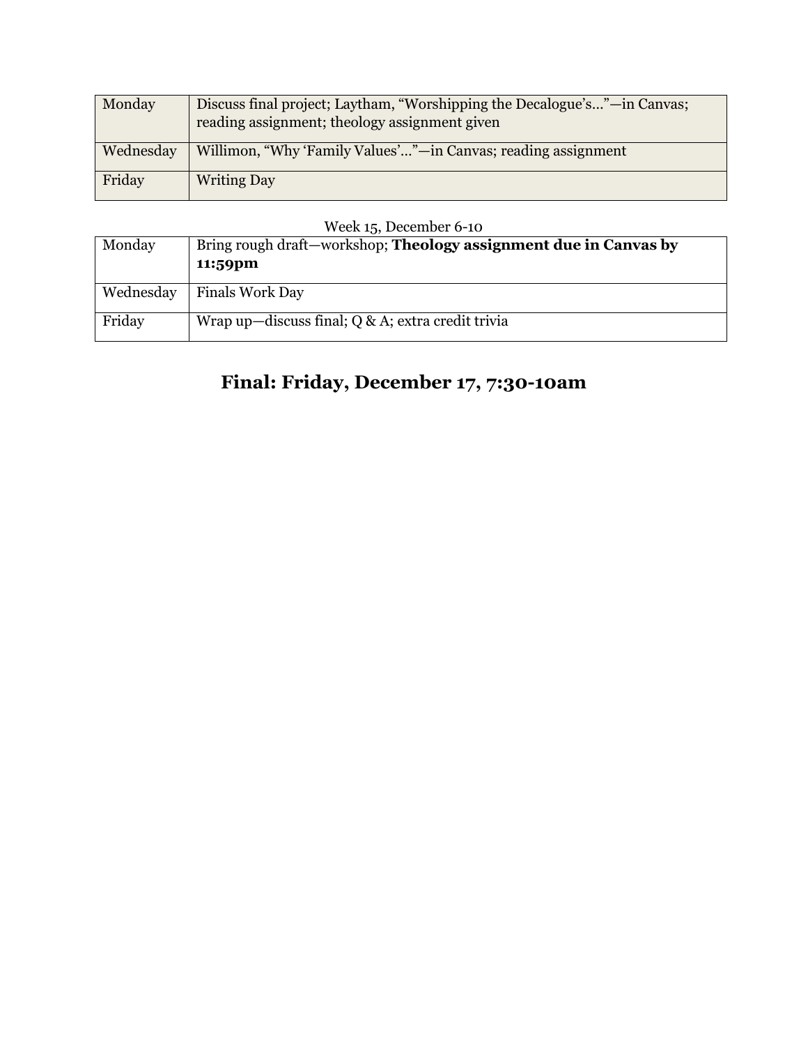| | |
|---|---|
| Monday | Discuss final project; Laytham, “Worshipping the Decalogue’s…”—in Canvas; reading assignment; theology assignment given |
| Wednesday | Willimon, “Why ‘Family Values’…”—in Canvas; reading assignment |
| Friday | Writing Day |

Week 15, December 6-10

| | |
|---|---|
| Monday | Bring rough draft—workshop; **Theology assignment due in Canvas by 11:59pm** |
| Wednesday | Finals Work Day |
| Friday | Wrap up—discuss final; Q & A; extra credit trivia |

## Final: Friday, December 17, 7:30-10am